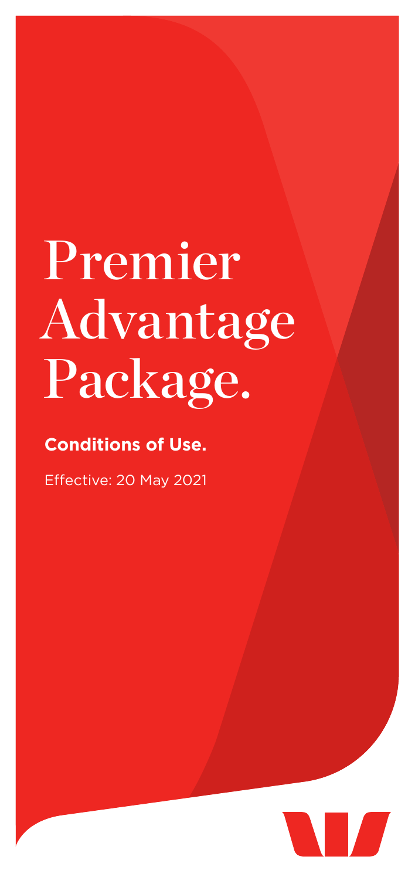# Premier Advantage Package.

**Conditions of Use.**

Effective: 20 May 2021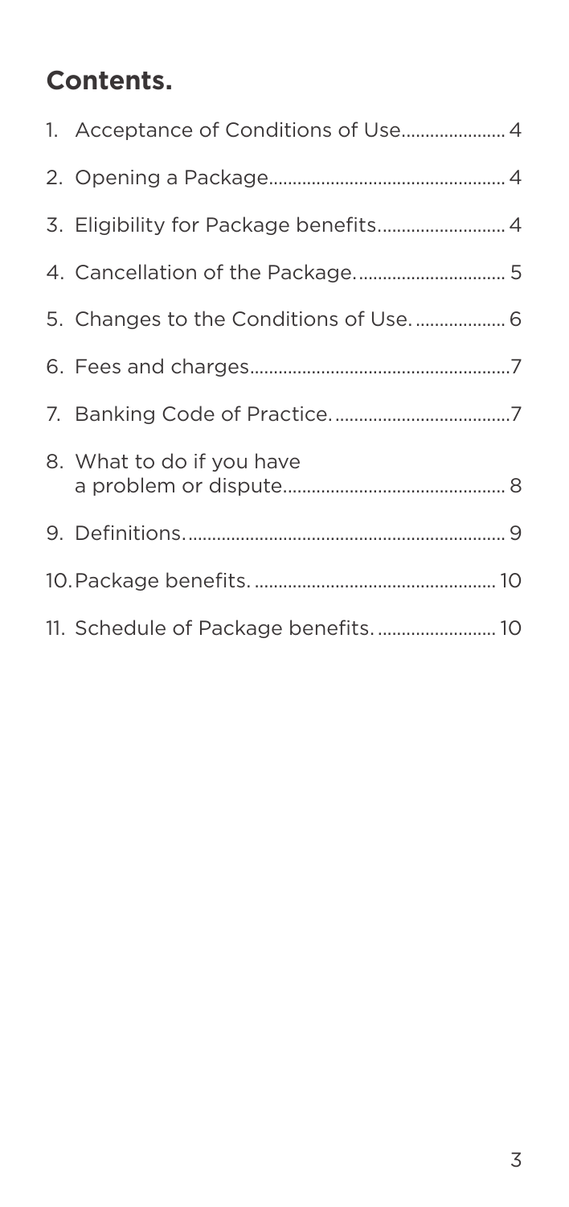## Contents.

1. Acceptance of Conditions of Use..................... 4
2. Opening a Package................................................. 4
3. Eligibility for Package benefits.......................... 4
4. Cancellation of the Package............................... 5
5. Changes to the Conditions of Use................... 6
6. Fees and charges......................................................7
7. Banking Code of Practice.....................................7
8. What to do if you have a problem or dispute.............................................. 8
9. Definitions................................................................... 9
10. Package benefits.................................................. 10
11. Schedule of Package benefits......................... 10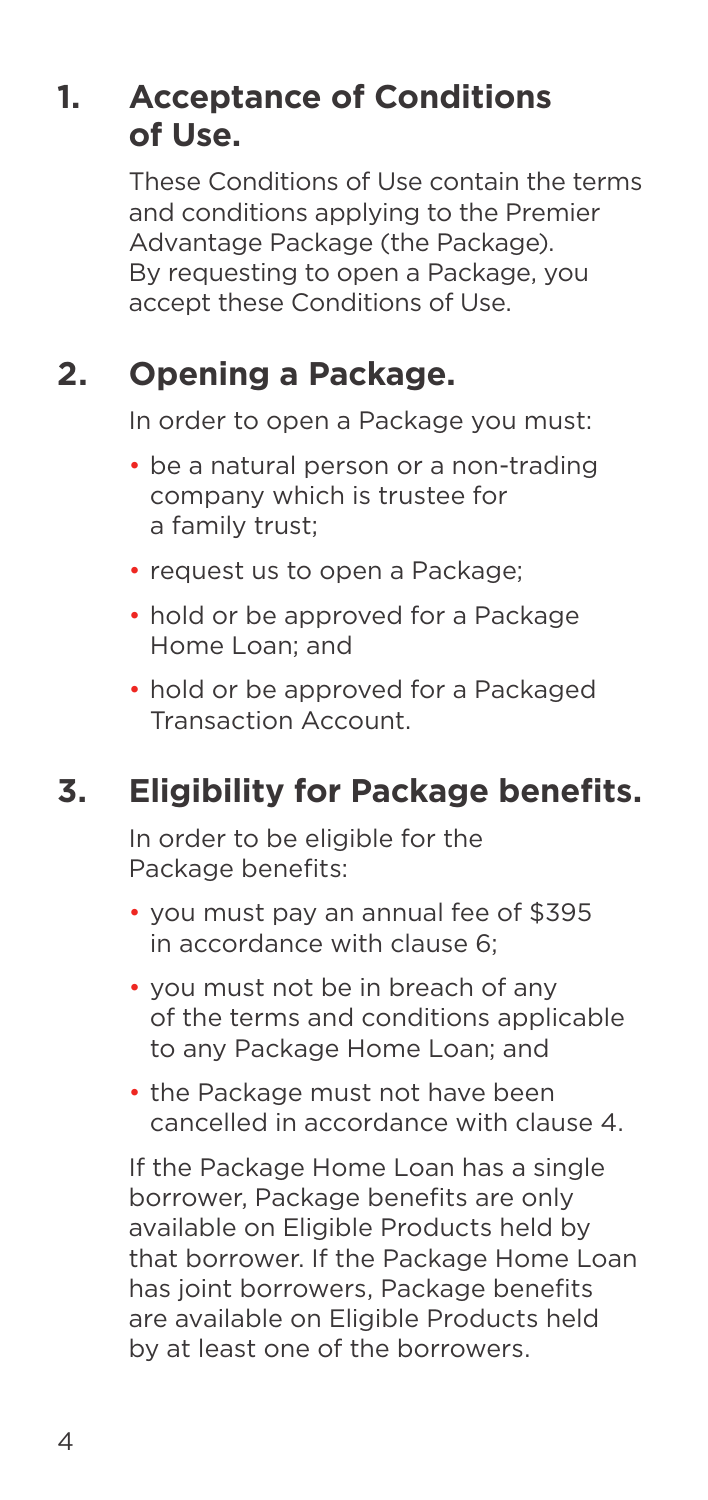## 1. Acceptance of Conditions of Use.

These Conditions of Use contain the terms and conditions applying to the Premier Advantage Package (the Package). By requesting to open a Package, you accept these Conditions of Use.

## 2. Opening a Package.

In order to open a Package you must:

- be a natural person or a non-trading company which is trustee for a family trust;
- request us to open a Package;
- hold or be approved for a Package Home Loan; and
- hold or be approved for a Packaged Transaction Account.

## 3. Eligibility for Package benefits.

In order to be eligible for the Package benefits:

- you must pay an annual fee of $395 in accordance with clause 6;
- you must not be in breach of any of the terms and conditions applicable to any Package Home Loan; and
- the Package must not have been cancelled in accordance with clause 4.

If the Package Home Loan has a single borrower, Package benefits are only available on Eligible Products held by that borrower. If the Package Home Loan has joint borrowers, Package benefits are available on Eligible Products held by at least one of the borrowers.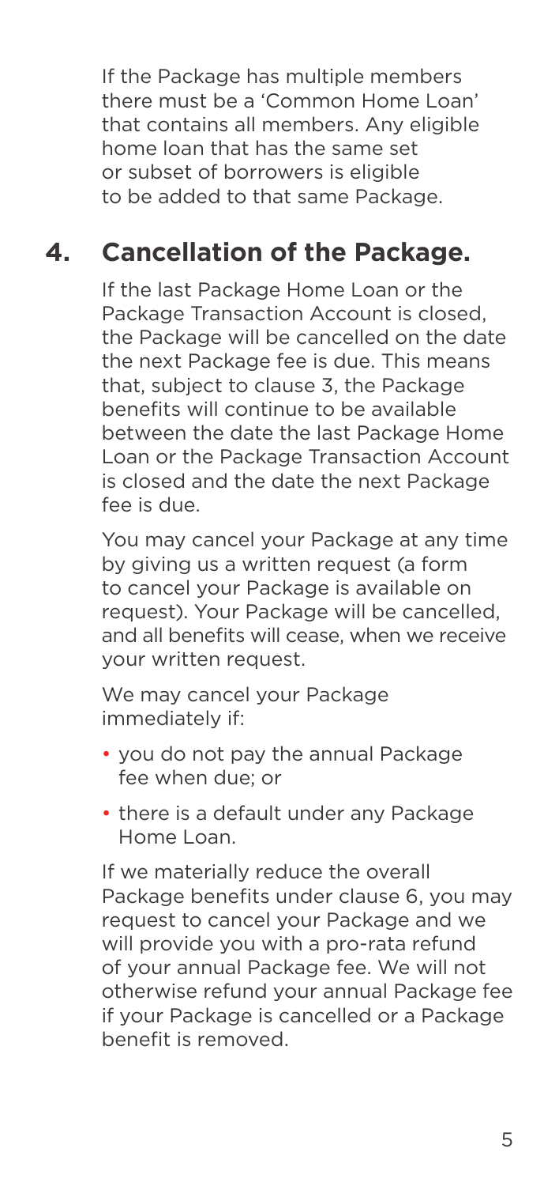If the Package has multiple members there must be a 'Common Home Loan' that contains all members. Any eligible home loan that has the same set or subset of borrowers is eligible to be added to that same Package.

## 4. Cancellation of the Package.

If the last Package Home Loan or the Package Transaction Account is closed, the Package will be cancelled on the date the next Package fee is due. This means that, subject to clause 3, the Package benefits will continue to be available between the date the last Package Home Loan or the Package Transaction Account is closed and the date the next Package fee is due.

You may cancel your Package at any time by giving us a written request (a form to cancel your Package is available on request). Your Package will be cancelled, and all benefits will cease, when we receive your written request.

We may cancel your Package immediately if:

- you do not pay the annual Package fee when due; or
- there is a default under any Package Home Loan.

If we materially reduce the overall Package benefits under clause 6, you may request to cancel your Package and we will provide you with a pro-rata refund of your annual Package fee. We will not otherwise refund your annual Package fee if your Package is cancelled or a Package benefit is removed.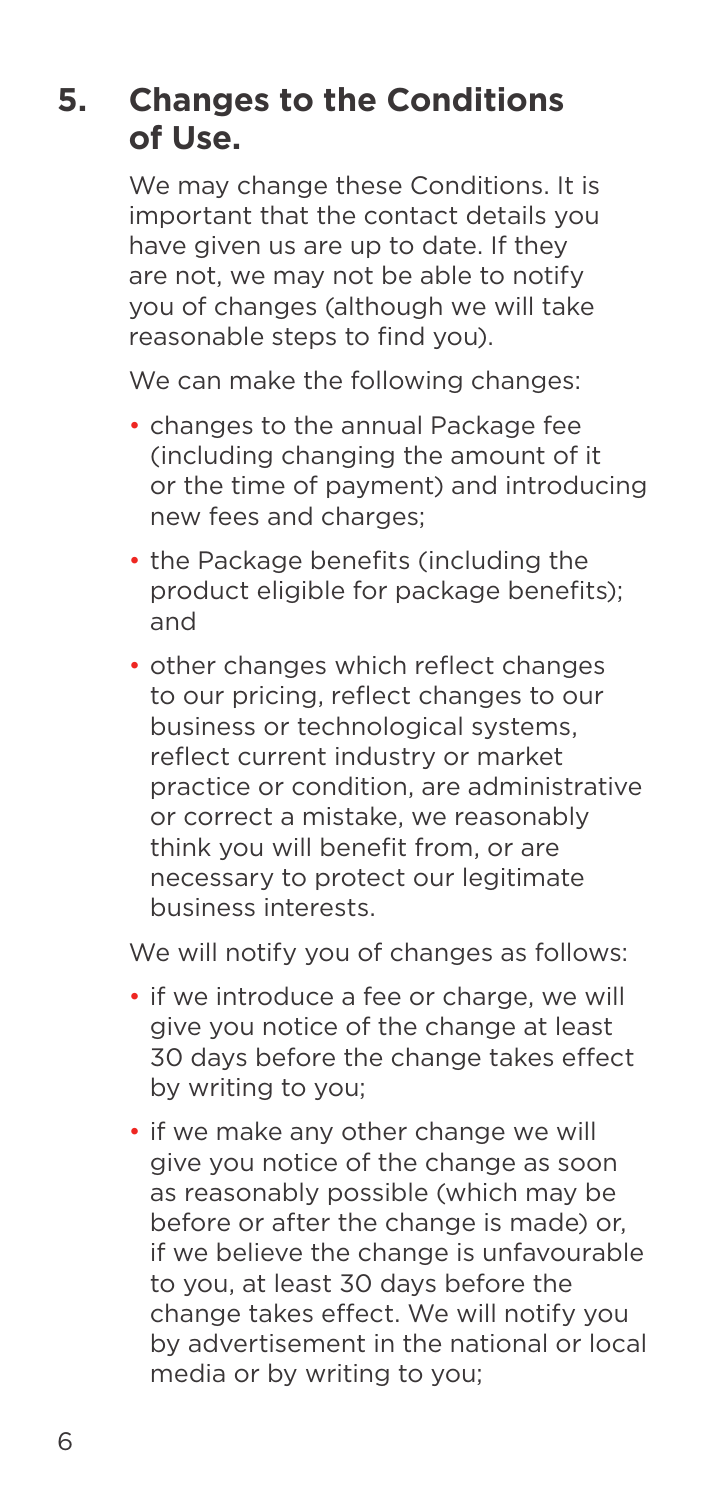## 5. Changes to the Conditions of Use.

We may change these Conditions. It is important that the contact details you have given us are up to date. If they are not, we may not be able to notify you of changes (although we will take reasonable steps to find you).

We can make the following changes:

- changes to the annual Package fee (including changing the amount of it or the time of payment) and introducing new fees and charges;
- the Package benefits (including the product eligible for package benefits); and
- other changes which reflect changes to our pricing, reflect changes to our business or technological systems, reflect current industry or market practice or condition, are administrative or correct a mistake, we reasonably think you will benefit from, or are necessary to protect our legitimate business interests.

We will notify you of changes as follows:

- if we introduce a fee or charge, we will give you notice of the change at least 30 days before the change takes effect by writing to you;
- if we make any other change we will give you notice of the change as soon as reasonably possible (which may be before or after the change is made) or, if we believe the change is unfavourable to you, at least 30 days before the change takes effect. We will notify you by advertisement in the national or local media or by writing to you;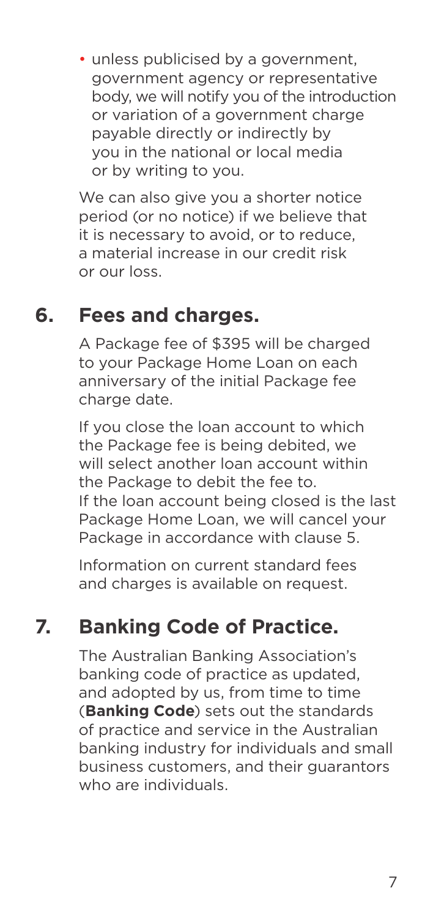- unless publicised by a government, government agency or representative body, we will notify you of the introduction or variation of a government charge payable directly or indirectly by you in the national or local media or by writing to you.

We can also give you a shorter notice period (or no notice) if we believe that it is necessary to avoid, or to reduce, a material increase in our credit risk or our loss.

## 6. Fees and charges.

A Package fee of $395 will be charged to your Package Home Loan on each anniversary of the initial Package fee charge date.

If you close the loan account to which the Package fee is being debited, we will select another loan account within the Package to debit the fee to. If the loan account being closed is the last Package Home Loan, we will cancel your Package in accordance with clause 5.

Information on current standard fees and charges is available on request.

## 7. Banking Code of Practice.

The Australian Banking Association's banking code of practice as updated, and adopted by us, from time to time (**Banking Code**) sets out the standards of practice and service in the Australian banking industry for individuals and small business customers, and their guarantors who are individuals.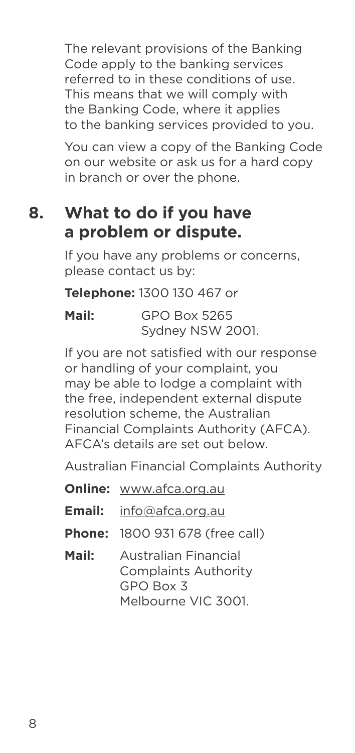The relevant provisions of the Banking Code apply to the banking services referred to in these conditions of use. This means that we will comply with the Banking Code, where it applies to the banking services provided to you.

You can view a copy of the Banking Code on our website or ask us for a hard copy in branch or over the phone.

## 8. What to do if you have a problem or dispute.

If you have any problems or concerns, please contact us by:

**Telephone:** 1300 130 467 or

**Mail:** GPO Box 5265
Sydney NSW 2001.

If you are not satisfied with our response or handling of your complaint, you may be able to lodge a complaint with the free, independent external dispute resolution scheme, the Australian Financial Complaints Authority (AFCA). AFCA's details are set out below.

Australian Financial Complaints Authority

**Online:** www.afca.org.au

**Email:** info@afca.org.au

**Phone:** 1800 931 678 (free call)

**Mail:** Australian Financial Complaints Authority
GPO Box 3
Melbourne VIC 3001.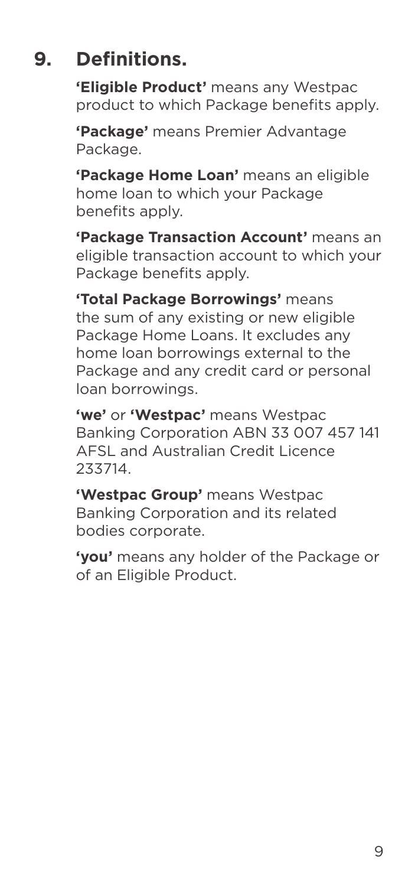## 9. Definitions.

**'Eligible Product'** means any Westpac product to which Package benefits apply.

**'Package'** means Premier Advantage Package.

**'Package Home Loan'** means an eligible home loan to which your Package benefits apply.

**'Package Transaction Account'** means an eligible transaction account to which your Package benefits apply.

**'Total Package Borrowings'** means the sum of any existing or new eligible Package Home Loans. It excludes any home loan borrowings external to the Package and any credit card or personal loan borrowings.

**'we'** or **'Westpac'** means Westpac Banking Corporation ABN 33 007 457 141 AFSL and Australian Credit Licence 233714.

**'Westpac Group'** means Westpac Banking Corporation and its related bodies corporate.

**'you'** means any holder of the Package or of an Eligible Product.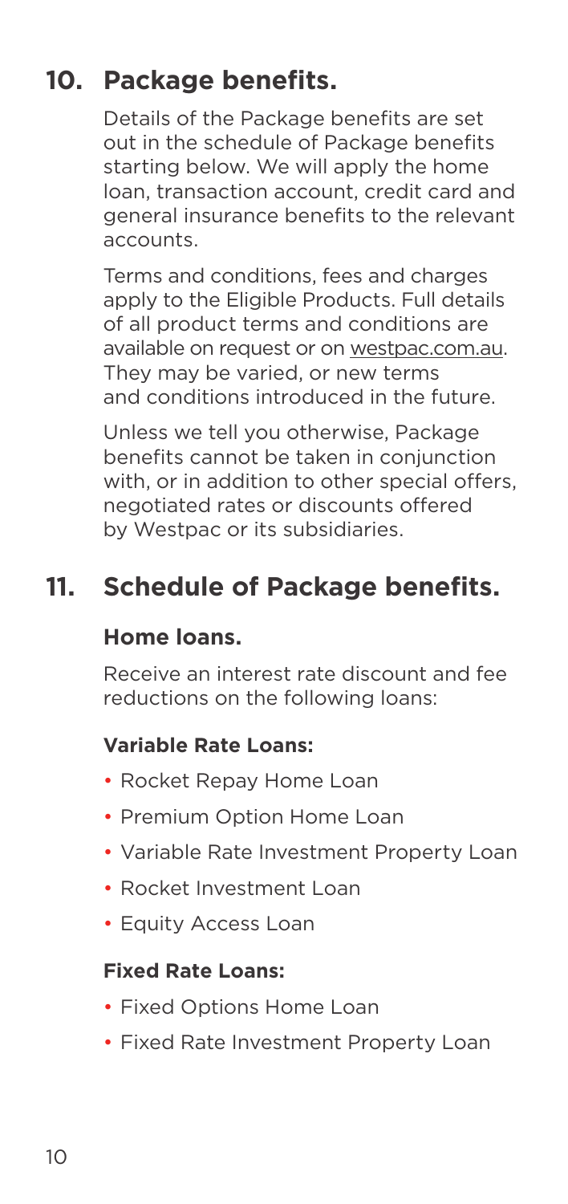## 10. Package benefits.

Details of the Package benefits are set out in the schedule of Package benefits starting below. We will apply the home loan, transaction account, credit card and general insurance benefits to the relevant accounts.

Terms and conditions, fees and charges apply to the Eligible Products. Full details of all product terms and conditions are available on request or on westpac.com.au. They may be varied, or new terms and conditions introduced in the future.

Unless we tell you otherwise, Package benefits cannot be taken in conjunction with, or in addition to other special offers, negotiated rates or discounts offered by Westpac or its subsidiaries.

## 11. Schedule of Package benefits.

### Home loans.

Receive an interest rate discount and fee reductions on the following loans:

#### Variable Rate Loans:

- Rocket Repay Home Loan
- Premium Option Home Loan
- Variable Rate Investment Property Loan
- Rocket Investment Loan
- Equity Access Loan

#### Fixed Rate Loans:

- Fixed Options Home Loan
- Fixed Rate Investment Property Loan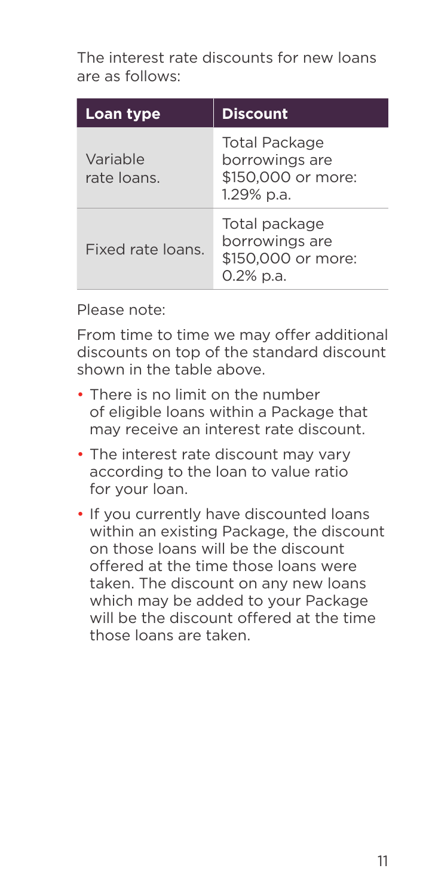The interest rate discounts for new loans are as follows:

| Loan type | Discount |
| --- | --- |
| Variable rate loans. | Total Package borrowings are $150,000 or more: 1.29% p.a. |
| Fixed rate loans. | Total package borrowings are $150,000 or more: 0.2% p.a. |

Please note:

From time to time we may offer additional discounts on top of the standard discount shown in the table above.

- There is no limit on the number of eligible loans within a Package that may receive an interest rate discount.
- The interest rate discount may vary according to the loan to value ratio for your loan.
- If you currently have discounted loans within an existing Package, the discount on those loans will be the discount offered at the time those loans were taken. The discount on any new loans which may be added to your Package will be the discount offered at the time those loans are taken.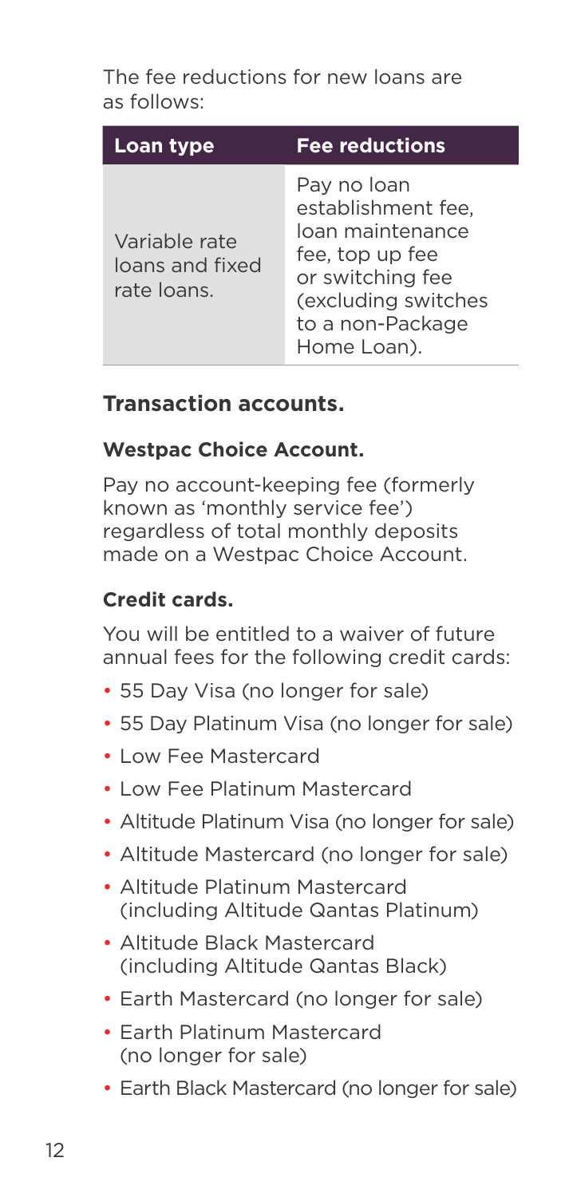The fee reductions for new loans are as follows:

| Loan type | Fee reductions |
| --- | --- |
| Variable rate loans and fixed rate loans. | Pay no loan establishment fee, loan maintenance fee, top up fee or switching fee (excluding switches to a non-Package Home Loan). |

## Transaction accounts.

### Westpac Choice Account.

Pay no account-keeping fee (formerly known as 'monthly service fee') regardless of total monthly deposits made on a Westpac Choice Account.

### Credit cards.

You will be entitled to a waiver of future annual fees for the following credit cards:

- 55 Day Visa (no longer for sale)
- 55 Day Platinum Visa (no longer for sale)
- Low Fee Mastercard
- Low Fee Platinum Mastercard
- Altitude Platinum Visa (no longer for sale)
- Altitude Mastercard (no longer for sale)
- Altitude Platinum Mastercard (including Altitude Qantas Platinum)
- Altitude Black Mastercard (including Altitude Qantas Black)
- Earth Mastercard (no longer for sale)
- Earth Platinum Mastercard (no longer for sale)
- Earth Black Mastercard (no longer for sale)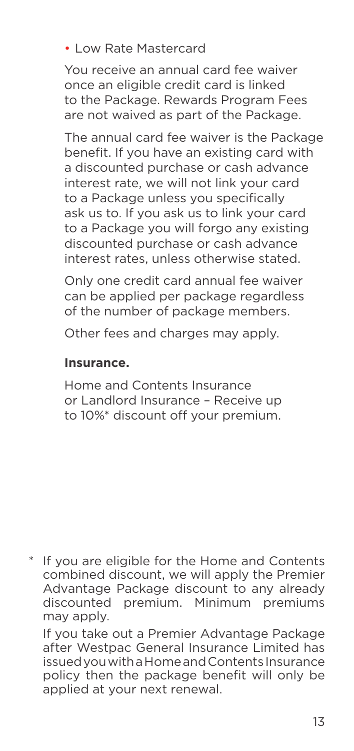- Low Rate Mastercard

You receive an annual card fee waiver once an eligible credit card is linked to the Package. Rewards Program Fees are not waived as part of the Package.

The annual card fee waiver is the Package benefit. If you have an existing card with a discounted purchase or cash advance interest rate, we will not link your card to a Package unless you specifically ask us to. If you ask us to link your card to a Package you will forgo any existing discounted purchase or cash advance interest rates, unless otherwise stated.

Only one credit card annual fee waiver can be applied per package regardless of the number of package members.

Other fees and charges may apply.

**Insurance.**

Home and Contents Insurance or Landlord Insurance – Receive up to 10%* discount off your premium.

\* If you are eligible for the Home and Contents combined discount, we will apply the Premier Advantage Package discount to any already discounted premium. Minimum premiums may apply.

If you take out a Premier Advantage Package after Westpac General Insurance Limited has issued you with a Home and Contents Insurance policy then the package benefit will only be applied at your next renewal.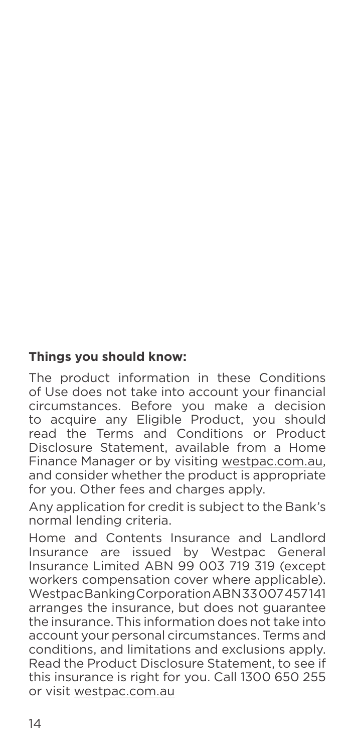**Things you should know:**

The product information in these Conditions of Use does not take into account your financial circumstances. Before you make a decision to acquire any Eligible Product, you should read the Terms and Conditions or Product Disclosure Statement, available from a Home Finance Manager or by visiting westpac.com.au, and consider whether the product is appropriate for you. Other fees and charges apply.

Any application for credit is subject to the Bank's normal lending criteria.

Home and Contents Insurance and Landlord Insurance are issued by Westpac General Insurance Limited ABN 99 003 719 319 (except workers compensation cover where applicable). Westpac Banking Corporation ABN 33 007 457 141 arranges the insurance, but does not guarantee the insurance. This information does not take into account your personal circumstances. Terms and conditions, and limitations and exclusions apply. Read the Product Disclosure Statement, to see if this insurance is right for you. Call 1300 650 255 or visit westpac.com.au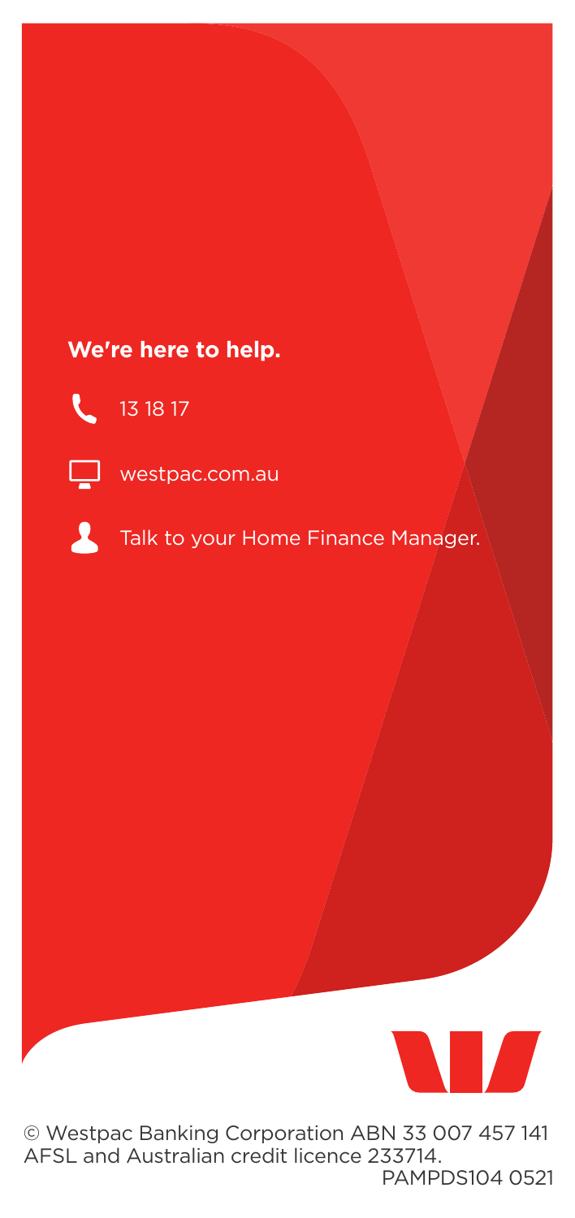**We're here to help.**

13 18 17

westpac.com.au

Talk to your Home Finance Manager.

© Westpac Banking Corporation ABN 33 007 457 141 AFSL and Australian credit licence 233714.

PAMPDS104 0521